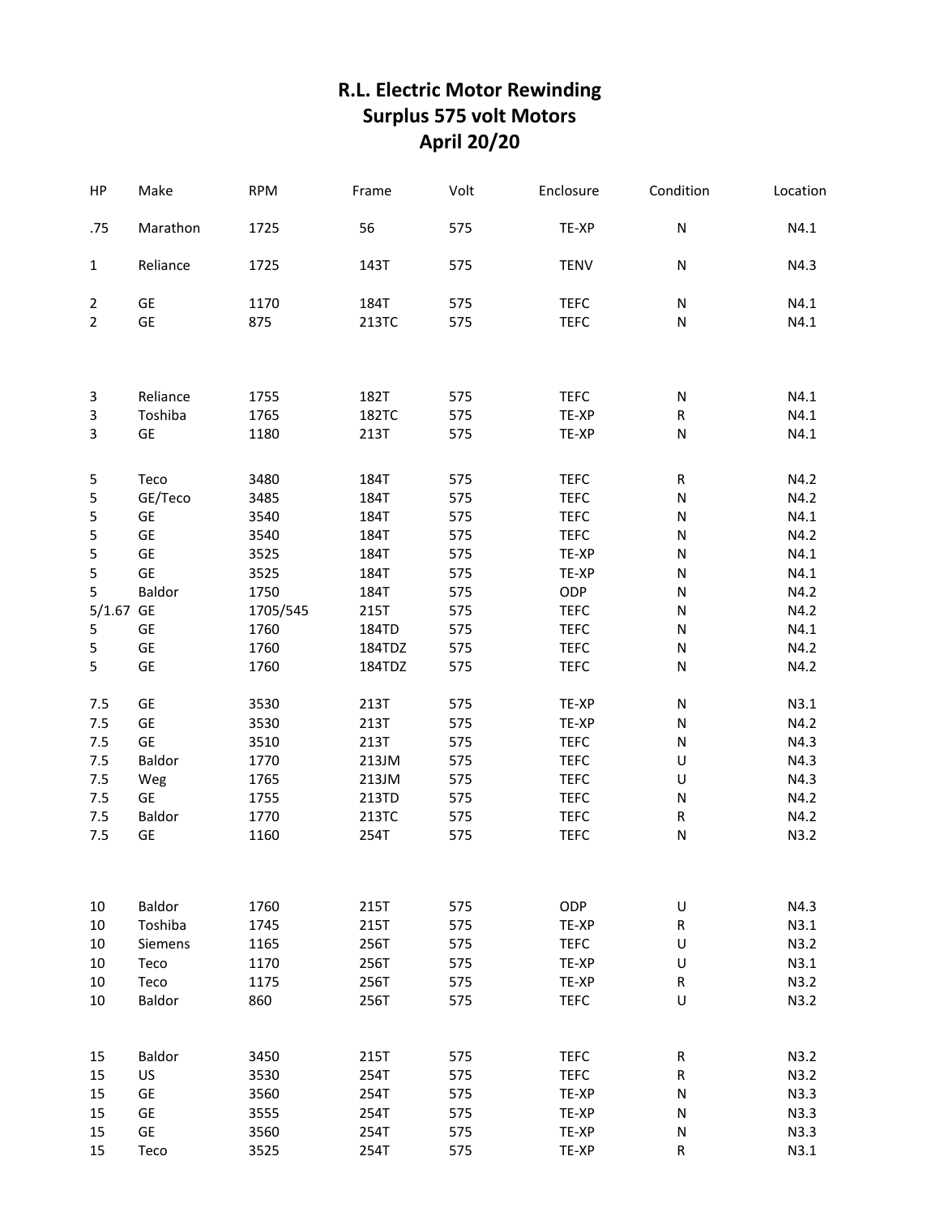# R.L. Electric Motor Rewinding
## Surplus 575 volt Motors
## April 20/20

| HP | Make | RPM | Frame | Volt | Enclosure | Condition | Location |
|---|---|---|---|---|---|---|---|
| .75 | Marathon | 1725 | 56 | 575 | TE-XP | N | N4.1 |
| 1 | Reliance | 1725 | 143T | 575 | TENV | N | N4.3 |
| 2 | GE | 1170 | 184T | 575 | TEFC | N | N4.1 |
| 2 | GE | 875 | 213TC | 575 | TEFC | N | N4.1 |
| 3 | Reliance | 1755 | 182T | 575 | TEFC | N | N4.1 |
| 3 | Toshiba | 1765 | 182TC | 575 | TE-XP | R | N4.1 |
| 3 | GE | 1180 | 213T | 575 | TE-XP | N | N4.1 |
| 5 | Teco | 3480 | 184T | 575 | TEFC | R | N4.2 |
| 5 | GE/Teco | 3485 | 184T | 575 | TEFC | N | N4.2 |
| 5 | GE | 3540 | 184T | 575 | TEFC | N | N4.1 |
| 5 | GE | 3540 | 184T | 575 | TEFC | N | N4.2 |
| 5 | GE | 3525 | 184T | 575 | TE-XP | N | N4.1 |
| 5 | GE | 3525 | 184T | 575 | TE-XP | N | N4.1 |
| 5 | Baldor | 1750 | 184T | 575 | ODP | N | N4.2 |
| 5/1.67 | GE | 1705/545 | 215T | 575 | TEFC | N | N4.2 |
| 5 | GE | 1760 | 184TD | 575 | TEFC | N | N4.1 |
| 5 | GE | 1760 | 184TDZ | 575 | TEFC | N | N4.2 |
| 5 | GE | 1760 | 184TDZ | 575 | TEFC | N | N4.2 |
| 7.5 | GE | 3530 | 213T | 575 | TE-XP | N | N3.1 |
| 7.5 | GE | 3530 | 213T | 575 | TE-XP | N | N4.2 |
| 7.5 | GE | 3510 | 213T | 575 | TEFC | N | N4.3 |
| 7.5 | Baldor | 1770 | 213JM | 575 | TEFC | U | N4.3 |
| 7.5 | Weg | 1765 | 213JM | 575 | TEFC | U | N4.3 |
| 7.5 | GE | 1755 | 213TD | 575 | TEFC | N | N4.2 |
| 7.5 | Baldor | 1770 | 213TC | 575 | TEFC | R | N4.2 |
| 7.5 | GE | 1160 | 254T | 575 | TEFC | N | N3.2 |
| 10 | Baldor | 1760 | 215T | 575 | ODP | U | N4.3 |
| 10 | Toshiba | 1745 | 215T | 575 | TE-XP | R | N3.1 |
| 10 | Siemens | 1165 | 256T | 575 | TEFC | U | N3.2 |
| 10 | Teco | 1170 | 256T | 575 | TE-XP | U | N3.1 |
| 10 | Teco | 1175 | 256T | 575 | TE-XP | R | N3.2 |
| 10 | Baldor | 860 | 256T | 575 | TEFC | U | N3.2 |
| 15 | Baldor | 3450 | 215T | 575 | TEFC | R | N3.2 |
| 15 | US | 3530 | 254T | 575 | TEFC | R | N3.2 |
| 15 | GE | 3560 | 254T | 575 | TE-XP | N | N3.3 |
| 15 | GE | 3555 | 254T | 575 | TE-XP | N | N3.3 |
| 15 | GE | 3560 | 254T | 575 | TE-XP | N | N3.3 |
| 15 | Teco | 3525 | 254T | 575 | TE-XP | R | N3.1 |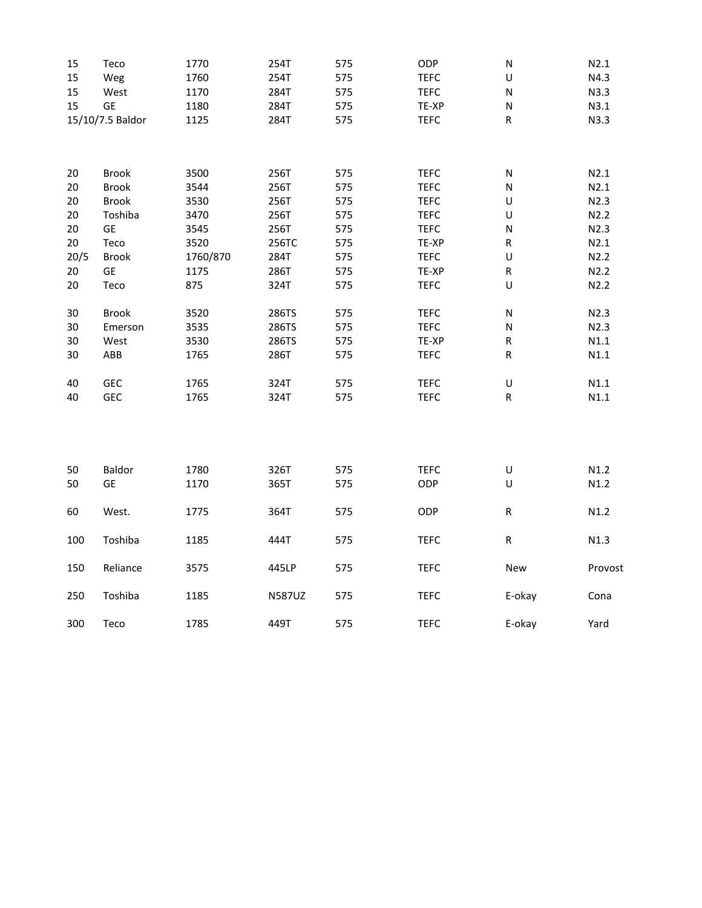| | | | | | | | |
|---|---|---|---|---|---|---|---|
| 15 | Teco | 1770 | 254T | 575 | ODP | N | N2.1 |
| 15 | Weg | 1760 | 254T | 575 | TEFC | U | N4.3 |
| 15 | West | 1170 | 284T | 575 | TEFC | N | N3.3 |
| 15 | GE | 1180 | 284T | 575 | TE-XP | N | N3.1 |
| 15/10/7.5 Baldor | | 1125 | 284T | 575 | TEFC | R | N3.3 |
| | | | | | | | |
| 20 | Brook | 3500 | 256T | 575 | TEFC | N | N2.1 |
| 20 | Brook | 3544 | 256T | 575 | TEFC | N | N2.1 |
| 20 | Brook | 3530 | 256T | 575 | TEFC | U | N2.3 |
| 20 | Toshiba | 3470 | 256T | 575 | TEFC | U | N2.2 |
| 20 | GE | 3545 | 256T | 575 | TEFC | N | N2.3 |
| 20 | Teco | 3520 | 256TC | 575 | TE-XP | R | N2.1 |
| 20/5 | Brook | 1760/870 | 284T | 575 | TEFC | U | N2.2 |
| 20 | GE | 1175 | 286T | 575 | TE-XP | R | N2.2 |
| 20 | Teco | 875 | 324T | 575 | TEFC | U | N2.2 |
| | | | | | | | |
| 30 | Brook | 3520 | 286TS | 575 | TEFC | N | N2.3 |
| 30 | Emerson | 3535 | 286TS | 575 | TEFC | N | N2.3 |
| 30 | West | 3530 | 286TS | 575 | TE-XP | R | N1.1 |
| 30 | ABB | 1765 | 286T | 575 | TEFC | R | N1.1 |
| | | | | | | | |
| 40 | GEC | 1765 | 324T | 575 | TEFC | U | N1.1 |
| 40 | GEC | 1765 | 324T | 575 | TEFC | R | N1.1 |
| | | | | | | | |
| 50 | Baldor | 1780 | 326T | 575 | TEFC | U | N1.2 |
| 50 | GE | 1170 | 365T | 575 | ODP | U | N1.2 |
| | | | | | | | |
| 60 | West. | 1775 | 364T | 575 | ODP | R | N1.2 |
| | | | | | | | |
| 100 | Toshiba | 1185 | 444T | 575 | TEFC | R | N1.3 |
| | | | | | | | |
| 150 | Reliance | 3575 | 445LP | 575 | TEFC | New | Provost |
| | | | | | | | |
| 250 | Toshiba | 1185 | N587UZ | 575 | TEFC | E-okay | Cona |
| | | | | | | | |
| 300 | Teco | 1785 | 449T | 575 | TEFC | E-okay | Yard |